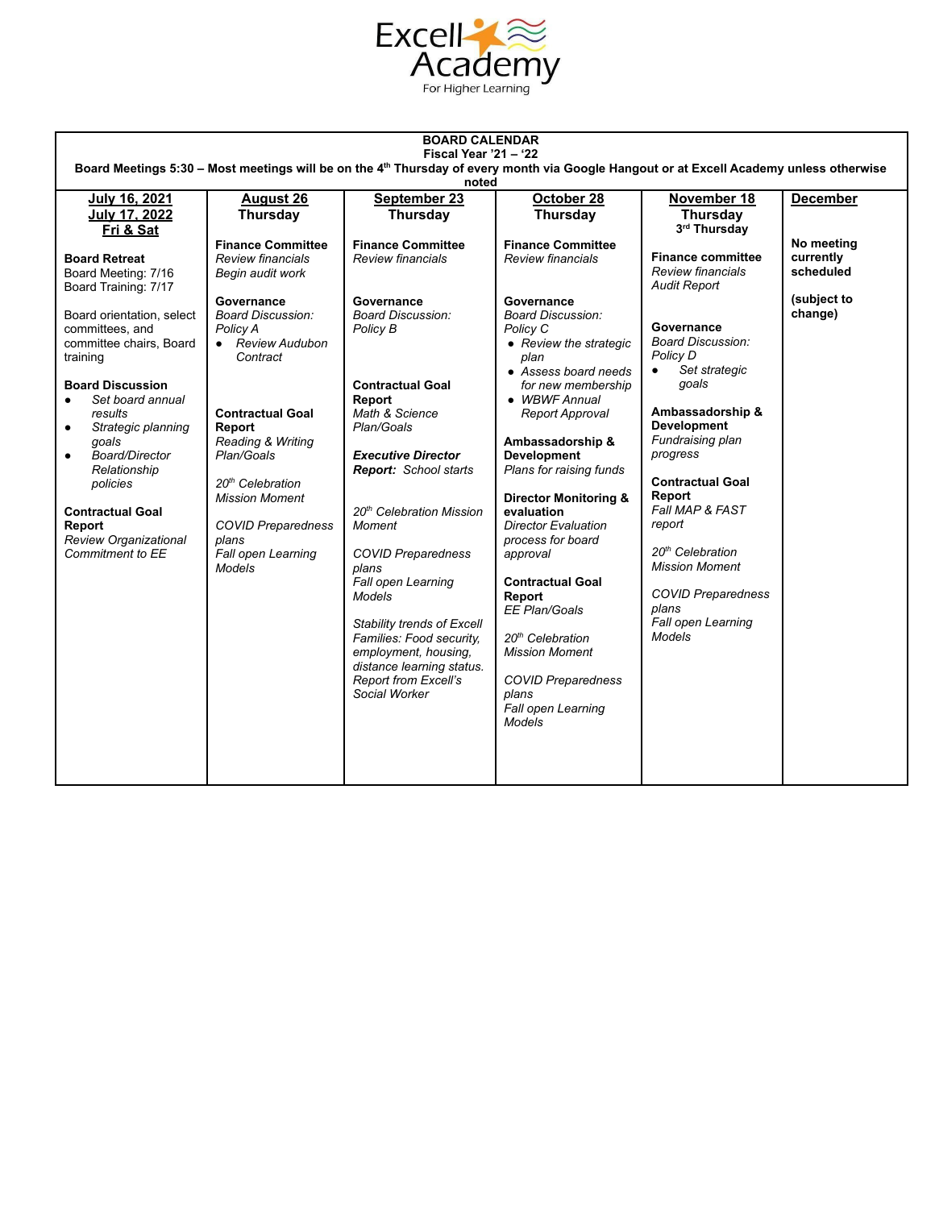Excell Academy
For Higher Learning

| **BOARD CALENDAR**<br>**Fiscal Year '21 – '22**<br>**Board Meetings 5:30 – Most meetings will be on the 4th Thursday of every month via Google Hangout or at Excell Academy unless otherwise noted** | | | | | |
|---|---|---|---|---|---|
| **July 16, 2021**<br>**July 17, 2022**<br>**Fri & Sat** | **August 26**<br>**Thursday** | **September 23**<br>**Thursday** | **October 28**<br>**Thursday** | **November 18**<br>**Thursday**<br>**3rd Thursday** | **December** |
| **Board Retreat**<br>Board Meeting: 7/16<br>Board Training: 7/17<br><br>Board orientation, select committees, and committee chairs, Board training<br><br>**Board Discussion**<br>• *Set board annual results*<br>• *Strategic planning goals*<br>• *Board/Director Relationship policies*<br><br>**Contractual Goal Report**<br>*Review Organizational Commitment to EE* | **Finance Committee**<br>*Review financials*<br>*Begin audit work*<br><br>**Governance**<br>*Board Discussion: Policy A*<br>• *Review Audubon Contract*<br><br>**Contractual Goal Report**<br>*Reading & Writing Plan/Goals*<br><br>*20th Celebration Mission Moment*<br><br>*COVID Preparedness plans*<br>*Fall open Learning Models* | **Finance Committee**<br>*Review financials*<br><br>**Governance**<br>*Board Discussion: Policy B*<br><br>**Contractual Goal Report**<br>*Math & Science Plan/Goals*<br><br>***Executive Director Report:*** *School starts*<br><br>*20th Celebration Mission Moment*<br><br>*COVID Preparedness plans*<br>*Fall open Learning Models*<br><br>*Stability trends of Excell Families: Food security, employment, housing, distance learning status. Report from Excell's Social Worker* | **Finance Committee**<br>*Review financials*<br><br>**Governance**<br>*Board Discussion: Policy C*<br>• *Review the strategic plan*<br>• *Assess board needs for new membership*<br>• *WBWF Annual Report Approval*<br><br>**Ambassadorship & Development**<br>*Plans for raising funds*<br><br>**Director Monitoring & evaluation**<br>*Director Evaluation process for board approval*<br><br>**Contractual Goal Report**<br>*EE Plan/Goals*<br><br>*20th Celebration Mission Moment*<br><br>*COVID Preparedness plans*<br>*Fall open Learning Models* | **Finance committee**<br>*Review financials*<br>*Audit Report*<br><br>**Governance**<br>*Board Discussion: Policy D*<br>• *Set strategic goals*<br><br>**Ambassadorship & Development**<br>*Fundraising plan progress*<br><br>**Contractual Goal Report**<br>*Fall MAP & FAST report*<br><br>*20th Celebration Mission Moment*<br><br>*COVID Preparedness plans*<br>*Fall open Learning Models* | **No meeting currently scheduled**<br><br>**(subject to change)** |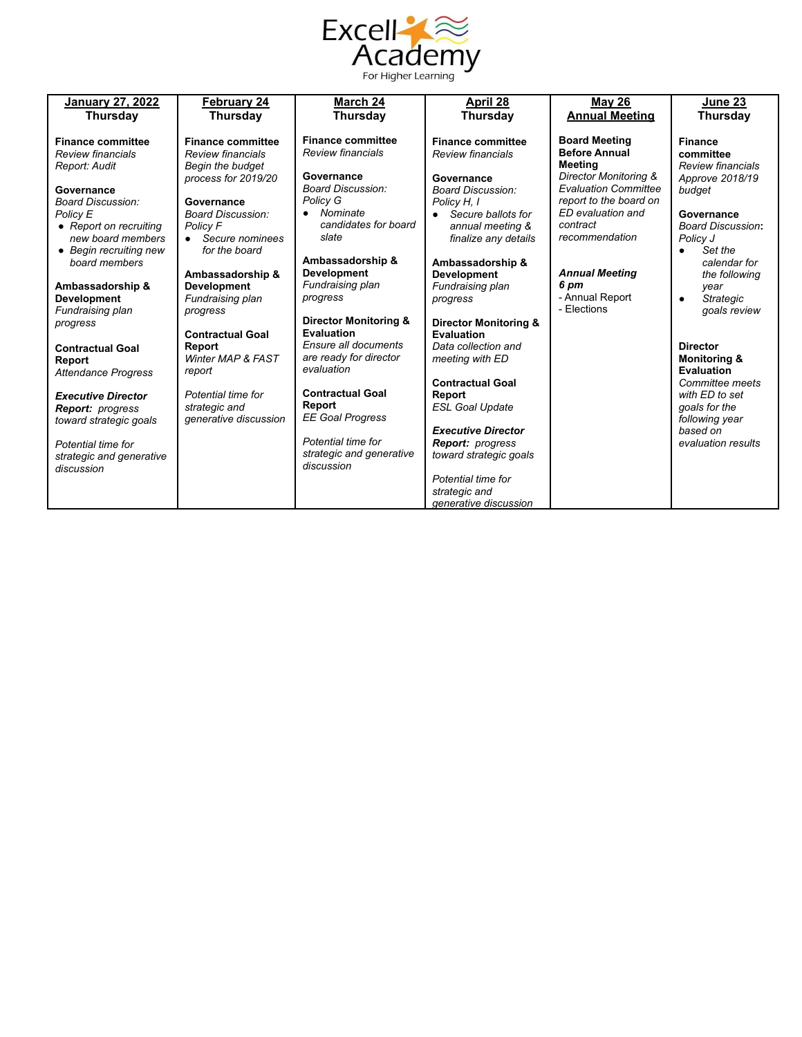Excell Academy
For Higher Learning

| **January 27, 2022** **Thursday** | **February 24** **Thursday** | **March 24** **Thursday** | **April 28** **Thursday** | **May 26** **Annual Meeting** | **June 23** **Thursday** |
|---|---|---|---|---|---|
| **Finance committee**<br>*Review financials*<br>*Report: Audit*<br><br>**Governance**<br>*Board Discussion: Policy E*<br>• *Report on recruiting new board members*<br>• *Begin recruiting new board members*<br><br>**Ambassadorship & Development**<br>*Fundraising plan progress*<br><br>**Contractual Goal Report**<br>*Attendance Progress*<br><br>***Executive Director Report:*** *progress toward strategic goals*<br><br>*Potential time for strategic and generative discussion* | **Finance committee**<br>*Review financials*<br>*Begin the budget process for 2019/20*<br><br>**Governance**<br>*Board Discussion: Policy F*<br>• *Secure nominees for the board*<br><br>**Ambassadorship & Development**<br>*Fundraising plan progress*<br><br>**Contractual Goal Report**<br>*Winter MAP & FAST report*<br><br>*Potential time for strategic and generative discussion* | **Finance committee**<br>*Review financials*<br><br>**Governance**<br>*Board Discussion: Policy G*<br>• *Nominate candidates for board slate*<br><br>**Ambassadorship & Development**<br>*Fundraising plan progress*<br><br>**Director Monitoring & Evaluation**<br>*Ensure all documents are ready for director evaluation*<br><br>**Contractual Goal Report**<br>*EE Goal Progress*<br><br>*Potential time for strategic and generative discussion* | **Finance committee**<br>*Review financials*<br><br>**Governance**<br>*Board Discussion: Policy H, I*<br>• *Secure ballots for annual meeting & finalize any details*<br><br>**Ambassadorship & Development**<br>*Fundraising plan progress*<br><br>**Director Monitoring & Evaluation**<br>*Data collection and meeting with ED*<br><br>**Contractual Goal Report**<br>*ESL Goal Update*<br><br>***Executive Director Report:*** *progress toward strategic goals*<br><br>*Potential time for strategic and generative discussion* | **Board Meeting Before Annual Meeting**<br>*Director Monitoring & Evaluation Committee report to the board on ED evaluation and contract recommendation*<br><br>***Annual Meeting 6 pm***<br>- Annual Report<br>- Elections | **Finance committee**<br>*Review financials*<br>*Approve 2018/19 budget*<br><br>**Governance**<br>*Board Discussion*: *Policy J*<br>• *Set the calendar for the following year*<br>• *Strategic goals review*<br><br>**Director Monitoring & Evaluation**<br>*Committee meets with ED to set goals for the following year based on evaluation results* |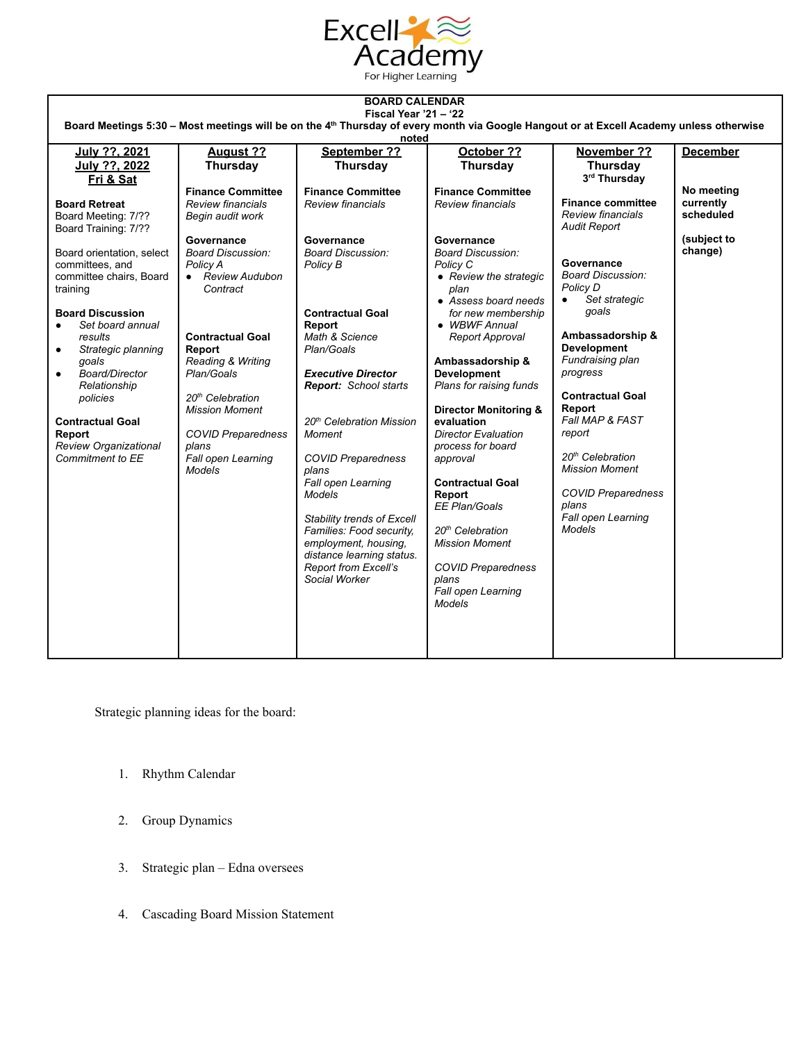Excell Academy
For Higher Learning

| BOARD CALENDAR<br>Fiscal Year '21 – '22<br>Board Meetings 5:30 – Most meetings will be on the 4th Thursday of every month via Google Hangout or at Excell Academy unless otherwise noted | | | | | |
|---|---|---|---|---|---|
| **July ??, 2021**<br>**July ??, 2022**<br>**Fri & Sat** | **August ??**<br>**Thursday** | **September ??**<br>**Thursday** | **October ??**<br>**Thursday** | **November ??**<br>**Thursday**<br>**3rd Thursday** | **December** |
| **Board Retreat**<br>Board Meeting: 7/??<br>Board Training: 7/??<br><br>Board orientation, select committees, and committee chairs, Board training<br><br>**Board Discussion**<br>• *Set board annual results*<br>• *Strategic planning goals*<br>• *Board/Director Relationship policies*<br><br>**Contractual Goal Report**<br>*Review Organizational Commitment to EE* | **Finance Committee**<br>*Review financials*<br>*Begin audit work*<br><br>**Governance**<br>*Board Discussion: Policy A*<br>• *Review Audubon Contract*<br><br>**Contractual Goal Report**<br>*Reading & Writing Plan/Goals*<br><br>*20th Celebration Mission Moment*<br><br>*COVID Preparedness plans*<br>*Fall open Learning Models* | **Finance Committee**<br>*Review financials*<br><br>**Governance**<br>*Board Discussion: Policy B*<br><br>**Contractual Goal Report**<br>*Math & Science Plan/Goals*<br><br>***Executive Director Report:*** *School starts*<br><br>*20th Celebration Mission Moment*<br><br>*COVID Preparedness plans*<br>*Fall open Learning Models*<br><br>*Stability trends of Excell Families: Food security, employment, housing, distance learning status. Report from Excell's Social Worker* | **Finance Committee**<br>*Review financials*<br><br>**Governance**<br>*Board Discussion: Policy C*<br>• *Review the strategic plan*<br>• *Assess board needs for new membership*<br>• *WBWF Annual Report Approval*<br><br>**Ambassadorship & Development**<br>*Plans for raising funds*<br><br>**Director Monitoring & evaluation**<br>*Director Evaluation process for board approval*<br><br>**Contractual Goal Report**<br>*EE Plan/Goals*<br><br>*20th Celebration Mission Moment*<br><br>*COVID Preparedness plans*<br>*Fall open Learning Models* | **Finance committee**<br>*Review financials*<br>*Audit Report*<br><br>**Governance**<br>*Board Discussion: Policy D*<br>• *Set strategic goals*<br><br>**Ambassadorship & Development**<br>*Fundraising plan progress*<br><br>**Contractual Goal Report**<br>*Fall MAP & FAST report*<br><br>*20th Celebration Mission Moment*<br><br>*COVID Preparedness plans*<br>*Fall open Learning Models* | **No meeting currently scheduled**<br><br>**(subject to change)** |

Strategic planning ideas for the board:

1. Rhythm Calendar
2. Group Dynamics
3. Strategic plan – Edna oversees
4. Cascading Board Mission Statement